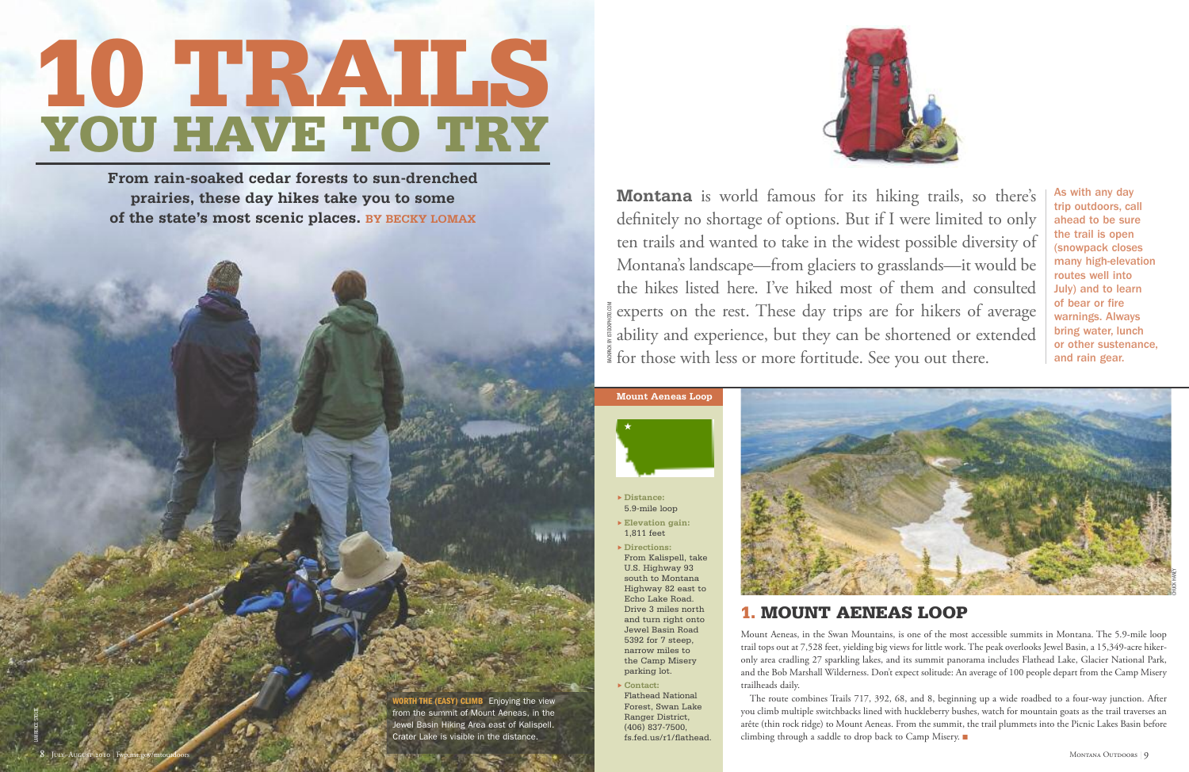# 10 TRAILS YOU HAVE TO TRY

**From rain-soaked cedar forests to sun-drenched prairies, these day hikes take you to some of the state's most scenic places.** BY BECKY LOMAX

**WORTH THE (EASY) CLIMB** Enjoying the view from the summit of Mount Aeneas, in the Jewel Basin Hiking Area east of Kalispell. Crater Lake is visible in the distance.

**Montana** is world famous for its hiking trails, so there's definitely no shortage of options. But if I were limited to only ten trails and wanted to take in the widest possible diversity of Montana's landscape—from glaciers to grasslands—it would be the hikes listed here. I've hiked most of them and consulted experts on the rest. These day trips are for hikers of average ability and experience, but they can be shortened or extended for those with less or more fortitude. See you out there.

As with any day trip outdoors, call ahead to be sure the trail is open (snowpack closes many high-elevation routes well into July) and to learn of bear or fire warnings. Always bring water, lunch or other sustenance, and rain gear.

**Mount Aeneas Loop**

- **Distance:** 5.9-mile loop
- **Elevation gain:** 1,811 feet
- **Directions:** From Kalispell, take U.S. Highway 93 south to Montana Highway 82 east to Echo Lake Road. Drive 3 miles north and turn right onto Jewel Basin Road 5392 for 7 steep, narrow miles to the Camp Misery parking lot.
- **Contact:** Flathead National Forest, Swan Lake Ranger District, (406) 837-7500, fs.fed.us/r1/flathead.

## 1. MOUNT AENEAS LOOP

Mount Aeneas, in the Swan Mountains, is one of the most accessible summits in Montana. The 5.9-mile loop trail tops out at 7,528 feet, yielding big views for little work. The peak overlooks Jewel Basin, a 15,349-acre hiker-only area cradling 27 sparkling lakes, and its summit panorama includes Flathead Lake, Glacier National Park, and the Bob Marshall Wilderness. Don't expect solitude: An average of 100 people depart from the Camp Misery trailheads daily.

The route combines Trails 717, 392, 68, and 8, beginning up a wide roadbed to a four-way junction. After you climb multiple switchbacks lined with huckleberry bushes, watch for mountain goats as the trail traverses an arête (thin rock ridge) to Mount Aeneas. From the summit, the trail plummets into the Picnic Lakes Basin before climbing through a saddle to drop back to Camp Misery. ■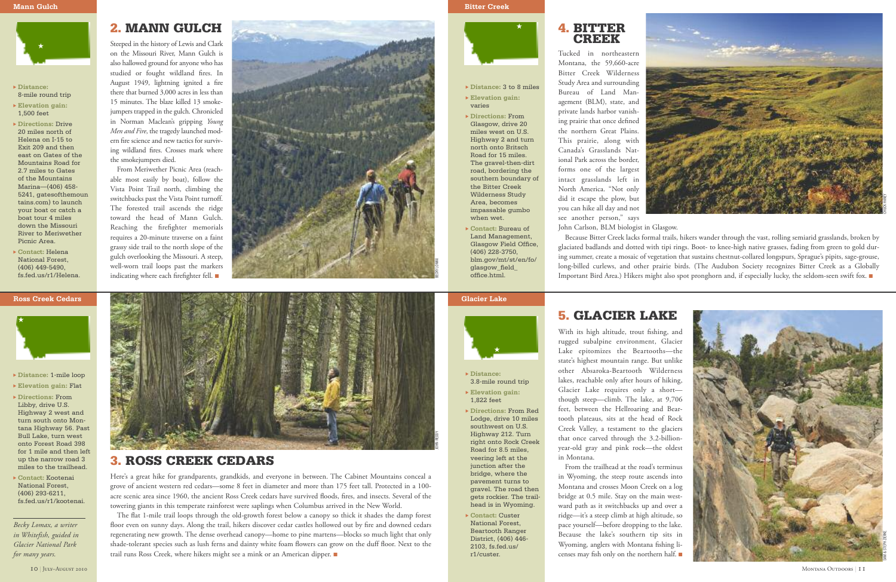## 2. MANN GULCH

- **Distance:** 8-mile round trip
- **Elevation gain:** 1,500 feet
- **Directions:** Drive 20 miles north of Helena on I-15 to Exit 209 and then east on Gates of the Mountains Road for 2.7 miles to Gates of the Mountains Marina—(406) 458-5241, gatesofthemountains.com) to launch your boat or catch a boat tour 4 miles down the Missouri River to Meriwether Picnic Area.
- **Contact:** Helena National Forest, (406) 449-5490, fs.fed.us/r1/Helena.

Steeped in the history of Lewis and Clark on the Missouri River, Mann Gulch is also hallowed ground for anyone who has studied or fought wildland fires. In August 1949, lightning ignited a fire there that burned 3,000 acres in less than 15 minutes. The blaze killed 13 smokejumpers trapped in the gulch. Chronicled in Norman Maclean's gripping *Young Men and Fire*, the tragedy launched modern fire science and new tactics for surviving wildland fires. Crosses mark where the smokejumpers died.

From Meriwether Picnic Area (reachable most easily by boat), follow the Vista Point Trail north, climbing the switchbacks past the Vista Point turnoff. The forested trail ascends the ridge toward the head of Mann Gulch. Reaching the firefighter memorials requires a 20-minute traverse on a faint grassy side trail to the north slope of the gulch overlooking the Missouri. A steep, well-worn trail loops past the markers indicating where each firefighter fell. ■

BECKY LOMAX

## 3. ROSS CREEK CEDARS

- **Distance:** 1-mile loop
- **Elevation gain:** Flat
- **Directions:** From Libby, drive U.S. Highway 2 west and turn south onto Montana Highway 56. Past Bull Lake, turn west onto Forest Road 398 for 1 mile and then left up the narrow road 3 miles to the trailhead.
- **Contact:** Kootenai National Forest, (406) 293-6211, fs.fed.us/r1/kootenai.

JOHN REDDY

Here's a great hike for grandparents, grandkids, and everyone in between. The Cabinet Mountains conceal a grove of ancient western red cedars—some 8 feet in diameter and more than 175 feet tall. Protected in a 100-acre scenic area since 1960, the ancient Ross Creek cedars have survived floods, fires, and insects. Several of the towering giants in this temperate rainforest were saplings when Columbus arrived in the New World.

The flat 1-mile trail loops through the old-growth forest below a canopy so thick it shades the damp forest floor even on sunny days. Along the trail, hikers discover cedar castles hollowed out by fire and downed cedars regenerating new growth. The dense overhead canopy—home to pine martens—blocks so much light that only shade-tolerant species such as lush ferns and dainty white foam flowers can grow on the duff floor. Next to the trail runs Ross Creek, where hikers might see a mink or an American dipper. ■

*Becky Lomax, a writer in Whitefish, guided in Glacier National Park for many years.*

## 4. BITTER CREEK

- **Distance:** 3 to 8 miles
- **Elevation gain:** varies
- **Directions:** From Glasgow, drive 20 miles west on U.S. Highway 2 and turn north onto Britsch Road for 15 miles. The gravel-then-dirt road, bordering the southern boundary of the Bitter Creek Wilderness Study Area, becomes impassable gumbo when wet.
- **Contact:** Bureau of Land Management, Glasgow Field Office, (406) 228-3750, blm.gov/mt/st/en/fo/glasgow_field_office.html.

Tucked in northeastern Montana, the 59,660-acre Bitter Creek Wilderness Study Area and surrounding Bureau of Land Management (BLM), state, and private lands harbor vanishing prairie that once defined the northern Great Plains. This prairie, along with Canada's Grasslands National Park across the border, forms one of the largest intact grasslands left in North America. "Not only did it escape the plow, but you can hike all day and not see another person," says John Carlson, BLM biologist in Glasgow.

CHUCK HANEY

Because Bitter Creek lacks formal trails, hikers wander through the vast, rolling semiarid grasslands, broken by glaciated badlands and dotted with tipi rings. Boot- to knee-high native grasses, fading from green to gold during summer, create a mosaic of vegetation that sustains chestnut-collared longspurs, Sprague's pipits, sage-grouse, long-billed curlews, and other prairie birds. (The Audubon Society recognizes Bitter Creek as a Globally Important Bird Area.) Hikers might also spot pronghorn and, if especially lucky, the seldom-seen swift fox. ■

## 5. GLACIER LAKE

- **Distance:** 3.8-mile round trip
- **Elevation gain:** 1,822 feet
- **Directions:** From Red Lodge, drive 10 miles southwest on U.S. Highway 212. Turn right onto Rock Creek Road for 8.5 miles, veering left at the junction after the bridge, where the pavement turns to gravel. The road then gets rockier. The trailhead is in Wyoming.
- **Contact:** Custer National Forest, Beartooth Ranger District, (406) 446-2103, fs.fed.us/r1/custer.

With its high altitude, trout fishing, and rugged subalpine environment, Glacier Lake epitomizes the Beartooths—the state's highest mountain range. But unlike other Absaroka-Beartooth Wilderness lakes, reachable only after hours of hiking, Glacier Lake requires only a short—though steep—climb. The lake, at 9,706 feet, between the Hellroaring and Beartooth plateaus, sits at the head of Rock Creek Valley, a testament to the glaciers that once carved through the 3.2-billion-year-old gray and pink rock—the oldest in Montana.

From the trailhead at the road's terminus in Wyoming, the steep route ascends into Montana and crosses Moon Creek on a log bridge at 0.5 mile. Stay on the main westward path as it switchbacks up and over a ridge—it's a steep climb at high altitude, so pace yourself—before dropping to the lake. Because the lake's southern tip sits in Wyoming, anglers with Montana fishing licenses may fish only on the northern half. ■

SAM & STEPH ZEORNE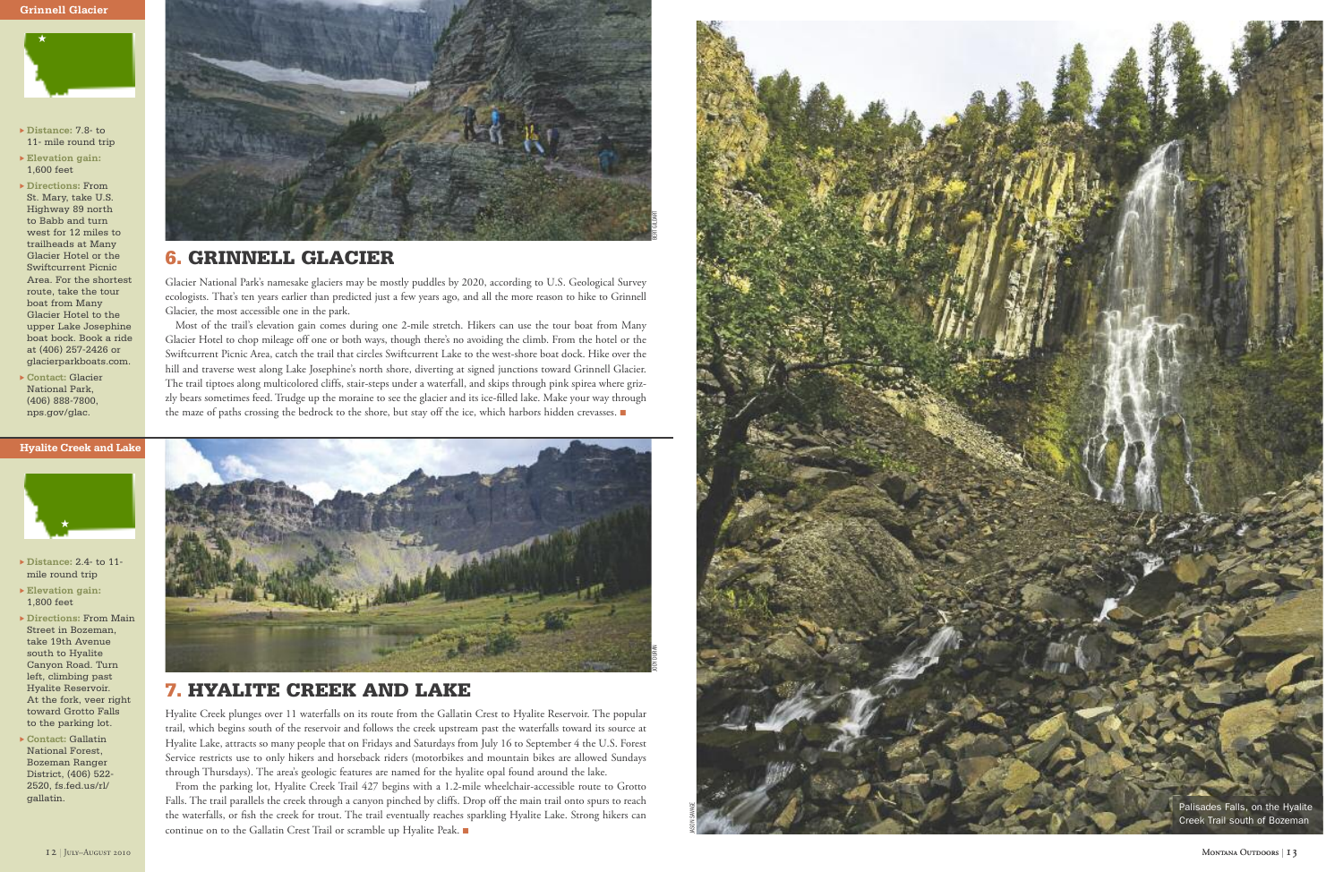## Grinnell Glacier

- **Distance:** 7.8- to 11- mile round trip
- **Elevation gain:** 1,600 feet
- **Directions:** From St. Mary, take U.S. Highway 89 north to Babb and turn west for 12 miles to trailheads at Many Glacier Hotel or the Swiftcurrent Picnic Area. For the shortest route, take the tour boat from Many Glacier Hotel to the upper Lake Josephine boat bock. Book a ride at (406) 257-2426 or glacierparkboats.com.
- **Contact:** Glacier National Park, (406) 888-7800, nps.gov/glac.

BERT GILDART

# 6. GRINNELL GLACIER

Glacier National Park's namesake glaciers may be mostly puddles by 2020, according to U.S. Geological Survey ecologists. That's ten years earlier than predicted just a few years ago, and all the more reason to hike to Grinnell Glacier, the most accessible one in the park.

Most of the trail's elevation gain comes during one 2-mile stretch. Hikers can use the tour boat from Many Glacier Hotel to chop mileage off one or both ways, though there's no avoiding the climb. From the hotel or the Swiftcurrent Picnic Area, catch the trail that circles Swiftcurrent Lake to the west-shore boat dock. Hike over the hill and traverse west along Lake Josephine's north shore, diverting at signed junctions toward Grinnell Glacier. The trail tiptoes along multicolored cliffs, stair-steps under a waterfall, and skips through pink spirea where grizzly bears sometimes feed. Trudge up the moraine to see the glacier and its ice-filled lake. Make your way through the maze of paths crossing the bedrock to the shore, but stay off the ice, which harbors hidden crevasses. ■

## Hyalite Creek and Lake

- **Distance:** 2.4- to 11- mile round trip
- **Elevation gain:** 1,800 feet
- **Directions:** From Main Street in Bozeman, take 19th Avenue south to Hyalite Canyon Road. Turn left, climbing past Hyalite Reservoir. At the fork, veer right toward Grotto Falls to the parking lot.
- **Contact:** Gallatin National Forest, Bozeman Ranger District, (406) 522-2520, fs.fed.us/rl/gallatin.

JODY DURAN

# 7. HYALITE CREEK AND LAKE

Hyalite Creek plunges over 11 waterfalls on its route from the Gallatin Crest to Hyalite Reservoir. The popular trail, which begins south of the reservoir and follows the creek upstream past the waterfalls toward its source at Hyalite Lake, attracts so many people that on Fridays and Saturdays from July 16 to September 4 the U.S. Forest Service restricts use to only hikers and horseback riders (motorbikes and mountain bikes are allowed Sundays through Thursdays). The area's geologic features are named for the hyalite opal found around the lake.

From the parking lot, Hyalite Creek Trail 427 begins with a 1.2-mile wheelchair-accessible route to Grotto Falls. The trail parallels the creek through a canyon pinched by cliffs. Drop off the main trail onto spurs to reach the waterfalls, or fish the creek for trout. The trail eventually reaches sparkling Hyalite Lake. Strong hikers can continue on to the Gallatin Crest Trail or scramble up Hyalite Peak. ■

JASON SAVAGE

Palisades Falls, on the Hyalite Creek Trail south of Bozeman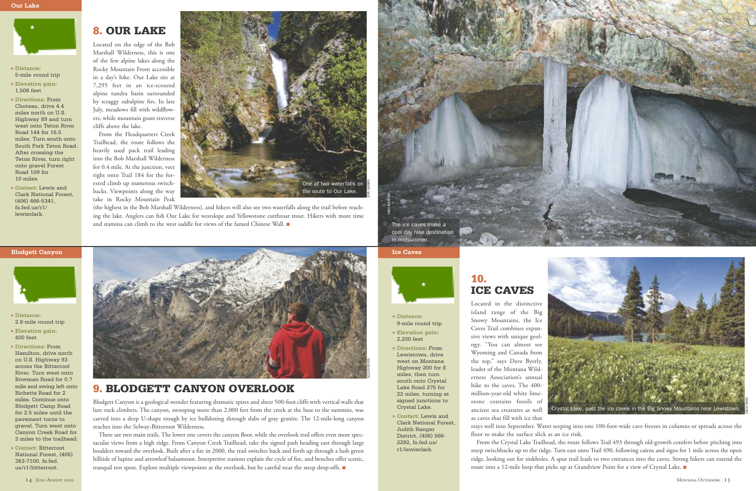## 8. OUR LAKE

- **Distance:** 5-mile round trip
- **Elevation gain:** 1,506 feet
- **Directions:** From Choteau, drive 4.4 miles north on U.S. Highway 89 and turn west onto Teton River Road 144 for 16.5 miles. Turn south onto South Fork Teton Road. After crossing the Teton River, turn right onto gravel Forest Road 109 for 10 miles.
- **Contact:** Lewis and Clark National Forest, (406) 466-5341, fs.fed.us/r1/lewisclark.

Located on the edge of the Bob Marshall Wilderness, this is one of the few alpine lakes along the Rocky Mountain Front accessible in a day's hike. Our Lake sits at 7,295 feet in an ice-scoured alpine tundra basin surrounded by scraggy subalpine firs. In late July, meadows fill with wildflowers, while mountain goats traverse cliffs above the lake.

From the Headquarters Creek Trailhead, the route follows the heavily used pack trail leading into the Bob Marshall Wilderness for 0.4 mile. At the junction, veer right onto Trail 184 for the forested climb up numerous switchbacks. Viewpoints along the way take in Rocky Mountain Peak (the highest in the Bob Marshall Wilderness), and hikers will also see two waterfalls along the trail before reaching the lake. Anglers can fish Our Lake for westslope and Yellowstone cutthroat trout. Hikers with more time and stamina can climb to the west saddle for views of the famed Chinese Wall. ■

One of two waterfalls on the route to Our Lake.

The ice caves make a cool day hike destination in midsummer.

## 9. BLODGETT CANYON OVERLOOK

- **Distance:** 2.8-mile round trip
- **Elevation gain:** 400 feet
- **Directions:** From Hamilton, drive north on U.S. Highway 93 across the Bitterroot River. Turn west onto Bowman Road for 0.7 mile and swing left onto Richetts Road for 2 miles. Continue onto Blodgett Camp Road for 2.5 miles until the pavement turns to gravel. Turn west onto Canyon Creek Road for 3 miles to the trailhead.
- **Contact:** Bitterroot National Forest, (406) 363-7100, fs.fed.us/r1/bitterroot.

Blodgett Canyon is a geological wonder featuring dramatic spires and sheer 500-foot cliffs with vertical walls that lure rock climbers. The canyon, swooping more than 2,000 feet from the creek at the base to the summits, was carved into a deep U-shape trough by ice bulldozing through slabs of gray granite. The 12-mile-long canyon reaches into the Selway-Bitterroot Wilderness.

There are two main trails. The lower one covers the canyon floor, while the overlook trail offers even more spectacular views from a high ridge. From Canyon Creek Trailhead, take the signed path heading east through large boulders toward the overlook. Built after a fire in 2000, the trail switches back and forth up through a lush green hillside of lupine and arrowleaf balsamroot. Interpretive stations explain the cycle of fire, and benches offer scenic, tranquil rest spots. Explore multiple viewpoints at the overlook, but be careful near the steep drop-offs. ■

## 10. ICE CAVES

- **Distance:** 9-mile round trip
- **Elevation gain:** 2,200 feet
- **Directions:** From Lewistown, drive west on Montana Highway 200 for 8 miles, then turn south onto Crystal Lake Road 275 for 22 miles, turning at signed junctions to Crystal Lake.
- **Contact:** Lewis and Clark National Forest, Judith Ranger District, (406) 566-2292, fs.fed.us/r1/lewisclark.

Located in the distinctive island range of the Big Snowy Mountains, the Ice Caves Trail combines expansive views with unique geology. "You can almost see Wyoming and Canada from the top," says Dave Byerly, leader of the Montana Wilderness Association's annual hike to the caves. The 400-million-year-old white limestone contains fossils of ancient sea creatures as well as caves that fill with ice that stays well into September. Water seeping into one 100-foot-wide cave freezes in columns or spreads across the floor to make the surface slick as an ice rink.

From the Crystal Lake Trailhead, the route follows Trail 493 through old-growth conifers before pitching into steep switchbacks up to the ridge. Turn east onto Trail 490, following cairns and signs for 1 mile across the open ridge, looking out for sinkholes. A spur trail leads to two entrances into the caves. Strong hikers can extend the route into a 12-mile loop that picks up at Grandview Point for a view of Crystal Lake. ■

Crystal Lake, past the ice caves in the Big Snowy Mountains near Lewistown.